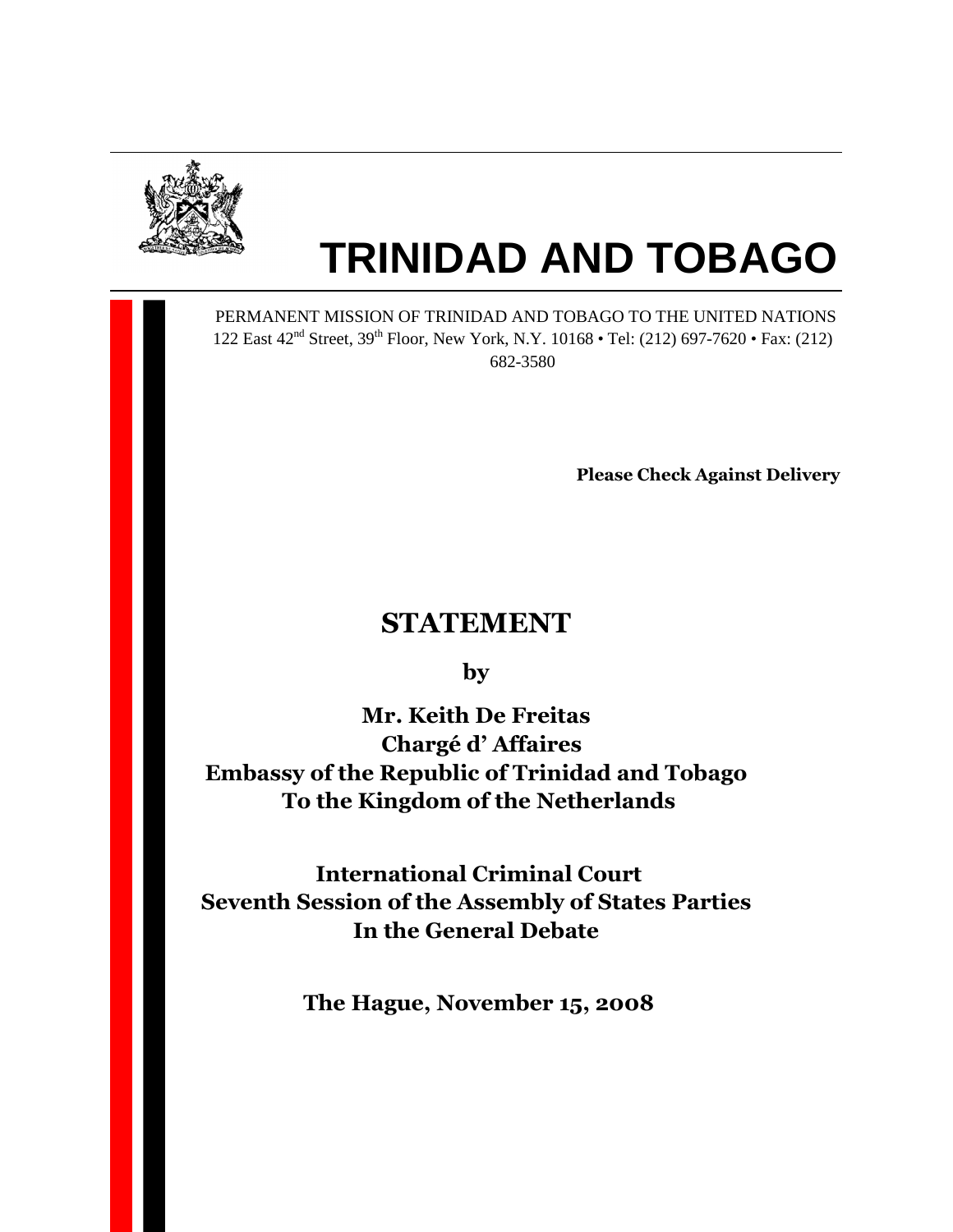# TRINIDAD AND TOBAGO

PERMANENT MISSION OF TRINIDAD AND TOBAGO TO THE UNITED NATIONS
122 East 42nd Street, 39th Floor, New York, N.Y. 10168 • Tel: (212) 697-7620 • Fax: (212) 682-3580

**Please Check Against Delivery**

## STATEMENT

**by**

**Mr. Keith De Freitas**
**Chargé d' Affaires**
**Embassy of the Republic of Trinidad and Tobago**
**To the Kingdom of the Netherlands**

**International Criminal Court**
**Seventh Session of the Assembly of States Parties**
**In the General Debate**

**The Hague, November 15, 2008**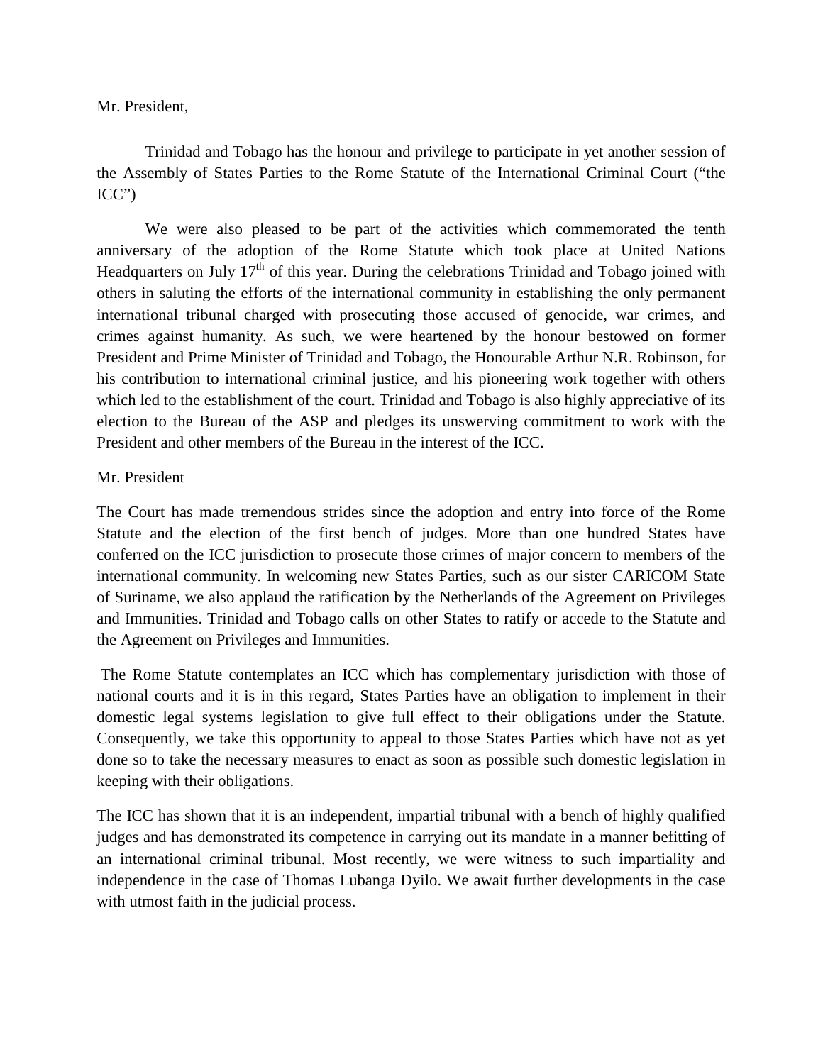Mr. President,

Trinidad and Tobago has the honour and privilege to participate in yet another session of the Assembly of States Parties to the Rome Statute of the International Criminal Court ("the ICC")

We were also pleased to be part of the activities which commemorated the tenth anniversary of the adoption of the Rome Statute which took place at United Nations Headquarters on July 17th of this year. During the celebrations Trinidad and Tobago joined with others in saluting the efforts of the international community in establishing the only permanent international tribunal charged with prosecuting those accused of genocide, war crimes, and crimes against humanity. As such, we were heartened by the honour bestowed on former President and Prime Minister of Trinidad and Tobago, the Honourable Arthur N.R. Robinson, for his contribution to international criminal justice, and his pioneering work together with others which led to the establishment of the court. Trinidad and Tobago is also highly appreciative of its election to the Bureau of the ASP and pledges its unswerving commitment to work with the President and other members of the Bureau in the interest of the ICC.

Mr. President

The Court has made tremendous strides since the adoption and entry into force of the Rome Statute and the election of the first bench of judges. More than one hundred States have conferred on the ICC jurisdiction to prosecute those crimes of major concern to members of the international community. In welcoming new States Parties, such as our sister CARICOM State of Suriname, we also applaud the ratification by the Netherlands of the Agreement on Privileges and Immunities. Trinidad and Tobago calls on other States to ratify or accede to the Statute and the Agreement on Privileges and Immunities.

The Rome Statute contemplates an ICC which has complementary jurisdiction with those of national courts and it is in this regard, States Parties have an obligation to implement in their domestic legal systems legislation to give full effect to their obligations under the Statute. Consequently, we take this opportunity to appeal to those States Parties which have not as yet done so to take the necessary measures to enact as soon as possible such domestic legislation in keeping with their obligations.

The ICC has shown that it is an independent, impartial tribunal with a bench of highly qualified judges and has demonstrated its competence in carrying out its mandate in a manner befitting of an international criminal tribunal. Most recently, we were witness to such impartiality and independence in the case of Thomas Lubanga Dyilo. We await further developments in the case with utmost faith in the judicial process.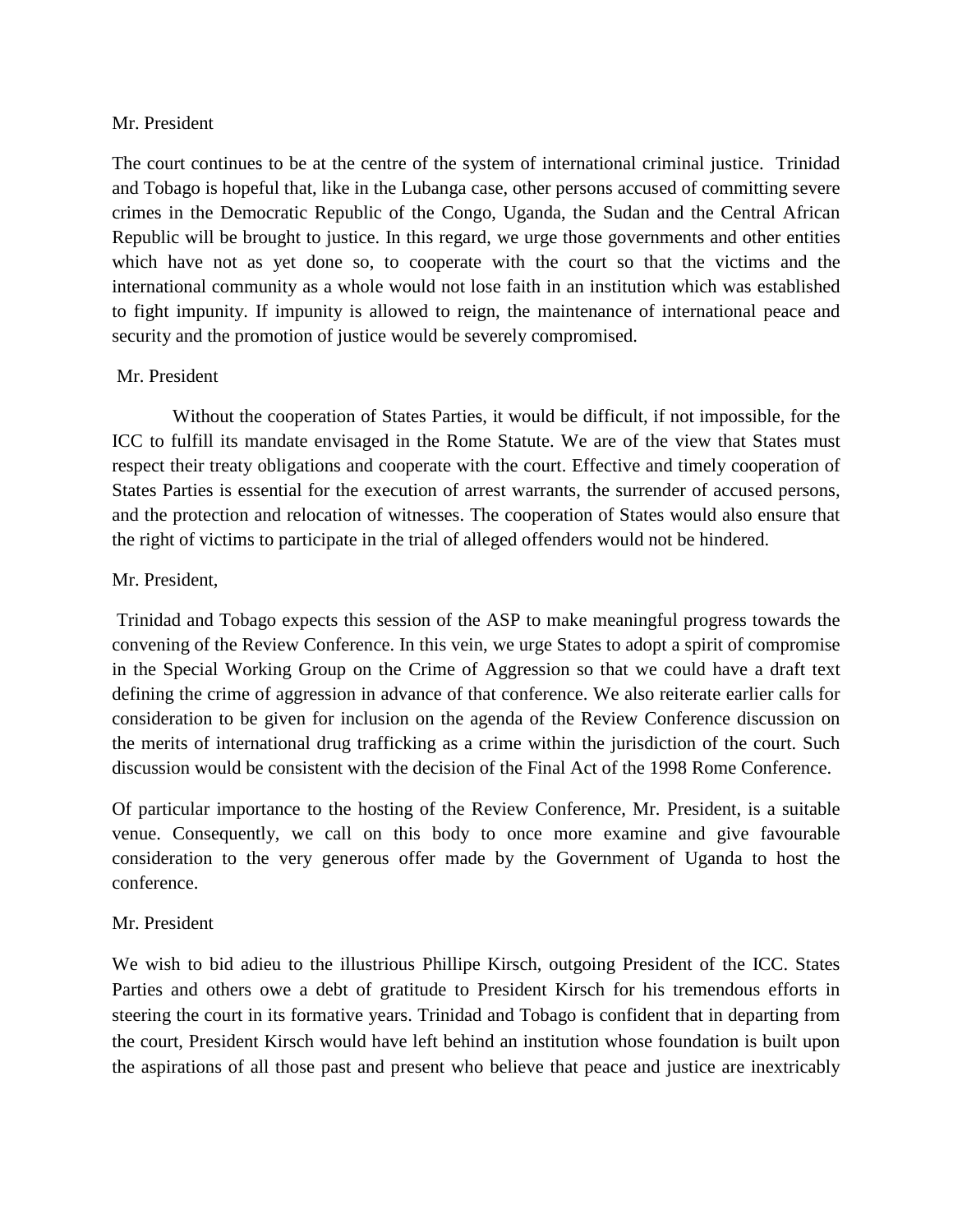Mr. President

The court continues to be at the centre of the system of international criminal justice. Trinidad and Tobago is hopeful that, like in the Lubanga case, other persons accused of committing severe crimes in the Democratic Republic of the Congo, Uganda, the Sudan and the Central African Republic will be brought to justice. In this regard, we urge those governments and other entities which have not as yet done so, to cooperate with the court so that the victims and the international community as a whole would not lose faith in an institution which was established to fight impunity. If impunity is allowed to reign, the maintenance of international peace and security and the promotion of justice would be severely compromised.

Mr. President

Without the cooperation of States Parties, it would be difficult, if not impossible, for the ICC to fulfill its mandate envisaged in the Rome Statute. We are of the view that States must respect their treaty obligations and cooperate with the court. Effective and timely cooperation of States Parties is essential for the execution of arrest warrants, the surrender of accused persons, and the protection and relocation of witnesses. The cooperation of States would also ensure that the right of victims to participate in the trial of alleged offenders would not be hindered.

Mr. President,

Trinidad and Tobago expects this session of the ASP to make meaningful progress towards the convening of the Review Conference. In this vein, we urge States to adopt a spirit of compromise in the Special Working Group on the Crime of Aggression so that we could have a draft text defining the crime of aggression in advance of that conference. We also reiterate earlier calls for consideration to be given for inclusion on the agenda of the Review Conference discussion on the merits of international drug trafficking as a crime within the jurisdiction of the court. Such discussion would be consistent with the decision of the Final Act of the 1998 Rome Conference.

Of particular importance to the hosting of the Review Conference, Mr. President, is a suitable venue. Consequently, we call on this body to once more examine and give favourable consideration to the very generous offer made by the Government of Uganda to host the conference.

Mr. President

We wish to bid adieu to the illustrious Phillipe Kirsch, outgoing President of the ICC. States Parties and others owe a debt of gratitude to President Kirsch for his tremendous efforts in steering the court in its formative years. Trinidad and Tobago is confident that in departing from the court, President Kirsch would have left behind an institution whose foundation is built upon the aspirations of all those past and present who believe that peace and justice are inextricably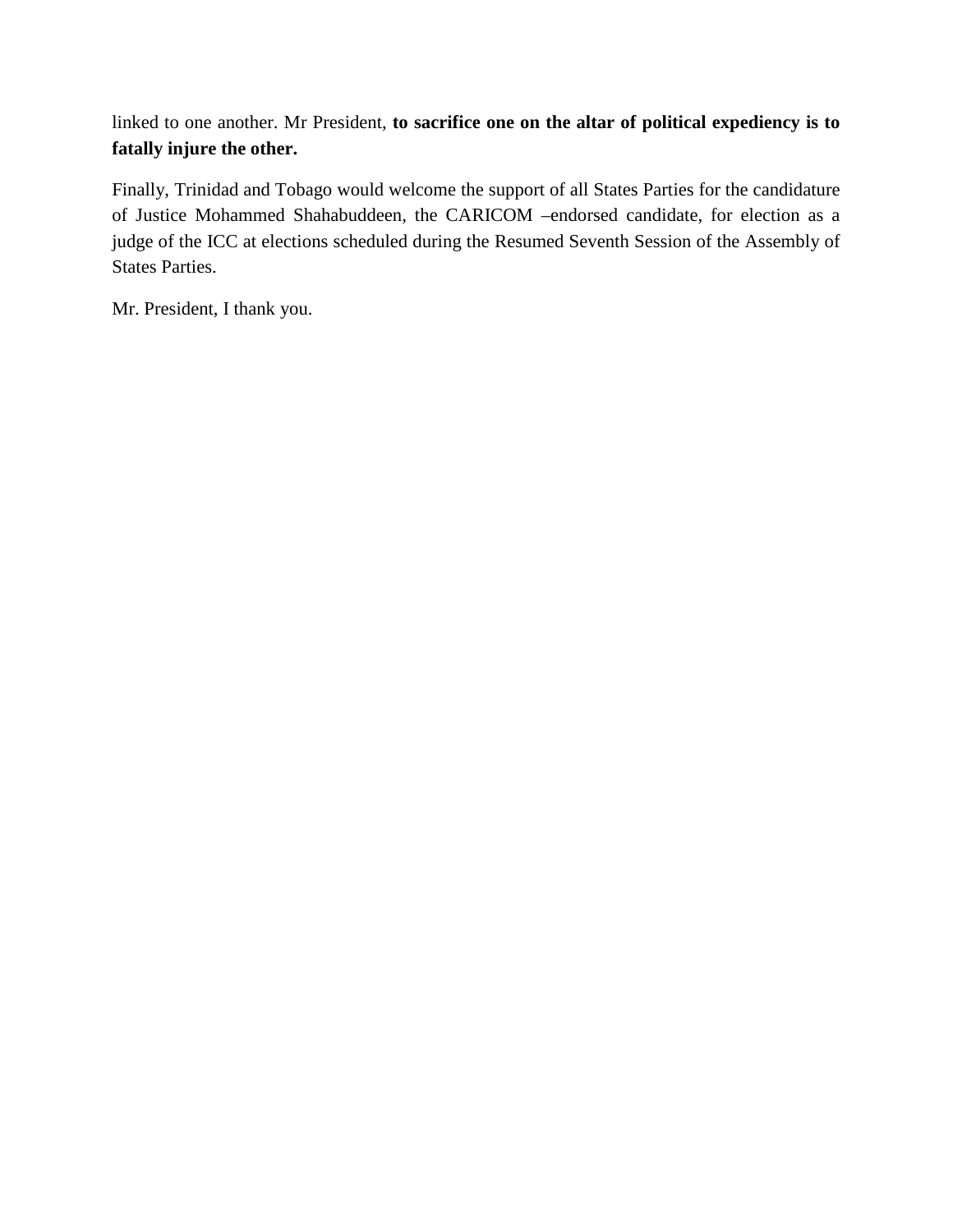linked to one another. Mr President, **to sacrifice one on the altar of political expediency is to fatally injure the other.**

Finally, Trinidad and Tobago would welcome the support of all States Parties for the candidature of Justice Mohammed Shahabuddeen, the CARICOM –endorsed candidate, for election as a judge of the ICC at elections scheduled during the Resumed Seventh Session of the Assembly of States Parties.

Mr. President, I thank you.